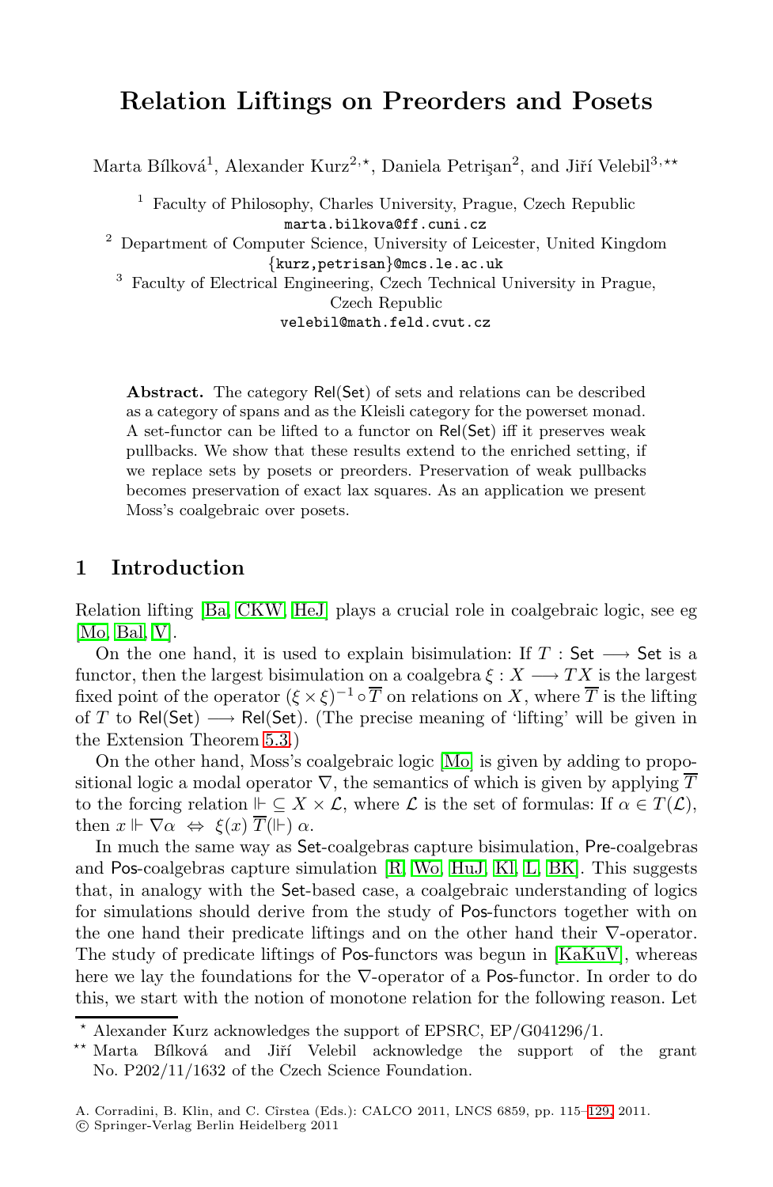# Relation Liftings on Preorders and Posets

Marta Bílková[1], Alexander Kurz[2,⋆], Daniela Petrişan[2], and Jiří Velebil[3,⋆⋆]

[1] Faculty of Philosophy, Charles University, Prague, Czech Republic
marta.bilkova@ff.cuni.cz

[2] Department of Computer Science, University of Leicester, United Kingdom
{kurz,petrisan}@mcs.le.ac.uk

[3] Faculty of Electrical Engineering, Czech Technical University in Prague, Czech Republic
velebil@math.feld.cvut.cz

**Abstract.** The category Rel(Set) of sets and relations can be described as a category of spans and as the Kleisli category for the powerset monad. A set-functor can be lifted to a functor on Rel(Set) iff it preserves weak pullbacks. We show that these results extend to the enriched setting, if we replace sets by posets or preorders. Preservation of weak pullbacks becomes preservation of exact lax squares. As an application we present Moss's coalgebraic over posets.

## 1 Introduction

Relation lifting [Ba, CKW, HeJ] plays a crucial role in coalgebraic logic, see eg [Mo, Bal, V].

On the one hand, it is used to explain bisimulation: If $T : \mathsf{Set} \longrightarrow \mathsf{Set}$ is a functor, then the largest bisimulation on a coalgebra $\xi : X \longrightarrow TX$ is the largest fixed point of the operator $(\xi \times \xi)^{-1} \circ \overline{T}$ on relations on $X$, where $\overline{T}$ is the lifting of $T$ to $\mathsf{Rel}(\mathsf{Set}) \longrightarrow \mathsf{Rel}(\mathsf{Set})$. (The precise meaning of 'lifting' will be given in the Extension Theorem 5.3.)

On the other hand, Moss's coalgebraic logic [Mo] is given by adding to propositional logic a modal operator $\nabla$, the semantics of which is given by applying $\overline{T}$ to the forcing relation $\Vdash \subseteq X \times \mathcal{L}$, where $\mathcal{L}$ is the set of formulas: If $\alpha \in T(\mathcal{L})$, then $x \Vdash \nabla\alpha \;\Leftrightarrow\; \xi(x)\ \overline{T}(\Vdash)\ \alpha$.

In much the same way as Set-coalgebras capture bisimulation, Pre-coalgebras and Pos-coalgebras capture simulation [R, Wo, HuJ, Kl, L, BK]. This suggests that, in analogy with the Set-based case, a coalgebraic understanding of logics for simulations should derive from the study of Pos-functors together with on the one hand their predicate liftings and on the other hand their $\nabla$-operator. The study of predicate liftings of Pos-functors was begun in [KaKuV], whereas here we lay the foundations for the $\nabla$-operator of a Pos-functor. In order to do this, we start with the notion of monotone relation for the following reason. Let

⋆ Alexander Kurz acknowledges the support of EPSRC, EP/G041296/1.

⋆⋆ Marta Bílková and Jiří Velebil acknowledge the support of the grant No. P202/11/1632 of the Czech Science Foundation.

A. Corradini, B. Klin, and C. Cîrstea (Eds.): CALCO 2011, LNCS 6859, pp. 115–129, 2011.
© Springer-Verlag Berlin Heidelberg 2011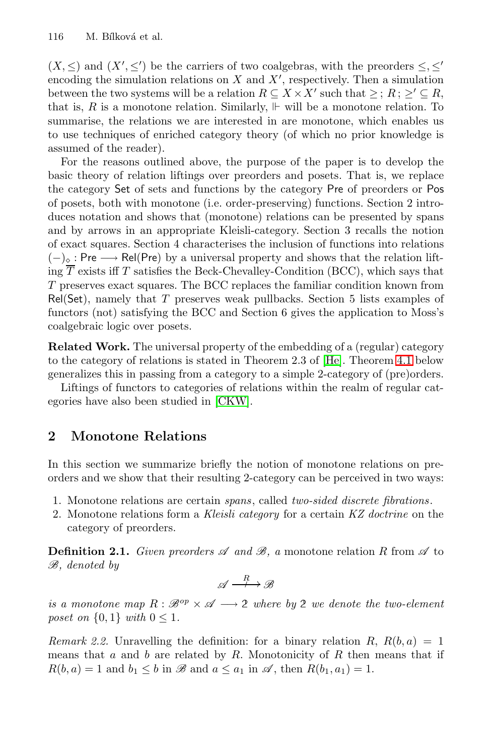$(X, \leq)$ and $(X', \leq')$ be the carriers of two coalgebras, with the preorders $\leq, \leq'$ encoding the simulation relations on $X$ and $X'$, respectively. Then a simulation between the two systems will be a relation $R \subseteq X \times X'$ such that $\geq ; R ; \geq' \subseteq R$, that is, $R$ is a monotone relation. Similarly, $\Vdash$ will be a monotone relation. To summarise, the relations we are interested in are monotone, which enables us to use techniques of enriched category theory (of which no prior knowledge is assumed of the reader).

For the reasons outlined above, the purpose of the paper is to develop the basic theory of relation liftings over preorders and posets. That is, we replace the category $\mathsf{Set}$ of sets and functions by the category $\mathsf{Pre}$ of preorders or $\mathsf{Pos}$ of posets, both with monotone (i.e. order-preserving) functions. Section 2 introduces notation and shows that (monotone) relations can be presented by spans and by arrows in an appropriate Kleisli-category. Section 3 recalls the notion of exact squares. Section 4 characterises the inclusion of functions into relations $(-)_\diamond : \mathsf{Pre} \longrightarrow \mathsf{Rel}(\mathsf{Pre})$ by a universal property and shows that the relation lifting $\overline{T}$ exists iff $T$ satisfies the Beck-Chevalley-Condition (BCC), which says that $T$ preserves exact squares. The BCC replaces the familiar condition known from $\mathsf{Rel}(\mathsf{Set})$, namely that $T$ preserves weak pullbacks. Section 5 lists examples of functors (not) satisfying the BCC and Section 6 gives the application to Moss's coalgebraic logic over posets.

**Related Work.** The universal property of the embedding of a (regular) category to the category of relations is stated in Theorem 2.3 of [He]. Theorem 4.1 below generalizes this in passing from a category to a simple 2-category of (pre)orders.

Liftings of functors to categories of relations within the realm of regular categories have also been studied in [CKW].

## 2 Monotone Relations

In this section we summarize briefly the notion of monotone relations on preorders and we show that their resulting 2-category can be perceived in two ways:

1. Monotone relations are certain *spans*, called *two-sided discrete fibrations*.
2. Monotone relations form a *Kleisli category* for a certain *KZ doctrine* on the category of preorders.

**Definition 2.1.** *Given preorders $\mathscr{A}$ and $\mathscr{B}$, a* monotone relation *$R$ from $\mathscr{A}$ to $\mathscr{B}$, denoted by*

$$\mathscr{A} \overset{R}{\longrightarrow\!\!\!\!\!\!\!\!\!\!\mid\;\;\;\;} \mathscr{B}$$

*is a monotone map $R : \mathscr{B}^{op} \times \mathscr{A} \longrightarrow 2$ where by $2$ we denote the two-element poset on $\{0, 1\}$ with $0 \leq 1$.*

*Remark 2.2.* Unravelling the definition: for a binary relation $R$, $R(b, a) = 1$ means that $a$ and $b$ are related by $R$. Monotonicity of $R$ then means that if $R(b, a) = 1$ and $b_1 \leq b$ in $\mathscr{B}$ and $a \leq a_1$ in $\mathscr{A}$, then $R(b_1, a_1) = 1$.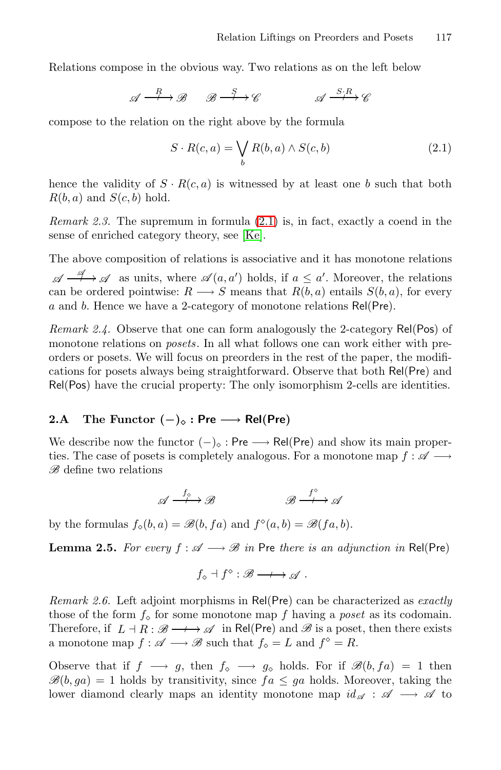Relations compose in the obvious way. Two relations as on the left below

$$\mathscr{A} \xrightarrow{R} \mathscr{B} \qquad \mathscr{B} \xrightarrow{S} \mathscr{C} \qquad\qquad \mathscr{A} \xrightarrow{S \cdot R} \mathscr{C}$$

compose to the relation on the right above by the formula

$$S \cdot R(c, a) = \bigvee_b R(b, a) \wedge S(c, b) \tag{2.1}$$

hence the validity of $S \cdot R(c, a)$ is witnessed by at least one $b$ such that both $R(b, a)$ and $S(c, b)$ hold.

*Remark 2.3.* The supremum in formula (2.1) is, in fact, exactly a coend in the sense of enriched category theory, see [Ke].

The above composition of relations is associative and it has monotone relations $\mathscr{A} \xrightarrow{\mathscr{A}} \mathscr{A}$ as units, where $\mathscr{A}(a, a')$ holds, if $a \leq a'$. Moreover, the relations can be ordered pointwise: $R \longrightarrow S$ means that $R(b, a)$ entails $S(b, a)$, for every $a$ and $b$. Hence we have a 2-category of monotone relations $\mathsf{Rel}(\mathsf{Pre})$.

*Remark 2.4.* Observe that one can form analogously the 2-category $\mathsf{Rel}(\mathsf{Pos})$ of monotone relations on *posets*. In all what follows one can work either with preorders or posets. We will focus on preorders in the rest of the paper, the modifications for posets always being straightforward. Observe that both $\mathsf{Rel}(\mathsf{Pre})$ and $\mathsf{Rel}(\mathsf{Pos})$ have the crucial property: The only isomorphism 2-cells are identities.

## 2.A The Functor $(-)_\diamond : \mathsf{Pre} \longrightarrow \mathsf{Rel}(\mathsf{Pre})$

We describe now the functor $(-)_\diamond : \mathsf{Pre} \longrightarrow \mathsf{Rel}(\mathsf{Pre})$ and show its main properties. The case of posets is completely analogous. For a monotone map $f : \mathscr{A} \longrightarrow \mathscr{B}$ define two relations

$$\mathscr{A} \xrightarrow{f_\diamond} \mathscr{B} \qquad\qquad \mathscr{B} \xrightarrow{f^\diamond} \mathscr{A}$$

by the formulas $f_\diamond(b, a) = \mathscr{B}(b, fa)$ and $f^\diamond(a, b) = \mathscr{B}(fa, b)$.

**Lemma 2.5.** *For every $f : \mathscr{A} \longrightarrow \mathscr{B}$ in $\mathsf{Pre}$ there is an adjunction in $\mathsf{Rel}(\mathsf{Pre})$*

$$f_\diamond \dashv f^\diamond : \mathscr{B} \longrightarrow \mathscr{A} .$$

*Remark 2.6.* Left adjoint morphisms in $\mathsf{Rel}(\mathsf{Pre})$ can be characterized as *exactly* those of the form $f_\diamond$ for some monotone map $f$ having a *poset* as its codomain. Therefore, if $L \dashv R : \mathscr{B} \longrightarrow \mathscr{A}$ in $\mathsf{Rel}(\mathsf{Pre})$ and $\mathscr{B}$ is a poset, then there exists a monotone map $f : \mathscr{A} \longrightarrow \mathscr{B}$ such that $f_\diamond = L$ and $f^\diamond = R$.

Observe that if $f \longrightarrow g$, then $f_\diamond \longrightarrow g_\diamond$ holds. For if $\mathscr{B}(b, fa) = 1$ then $\mathscr{B}(b, ga) = 1$ holds by transitivity, since $fa \leq ga$ holds. Moreover, taking the lower diamond clearly maps an identity monotone map $id_\mathscr{A} : \mathscr{A} \longrightarrow \mathscr{A}$ to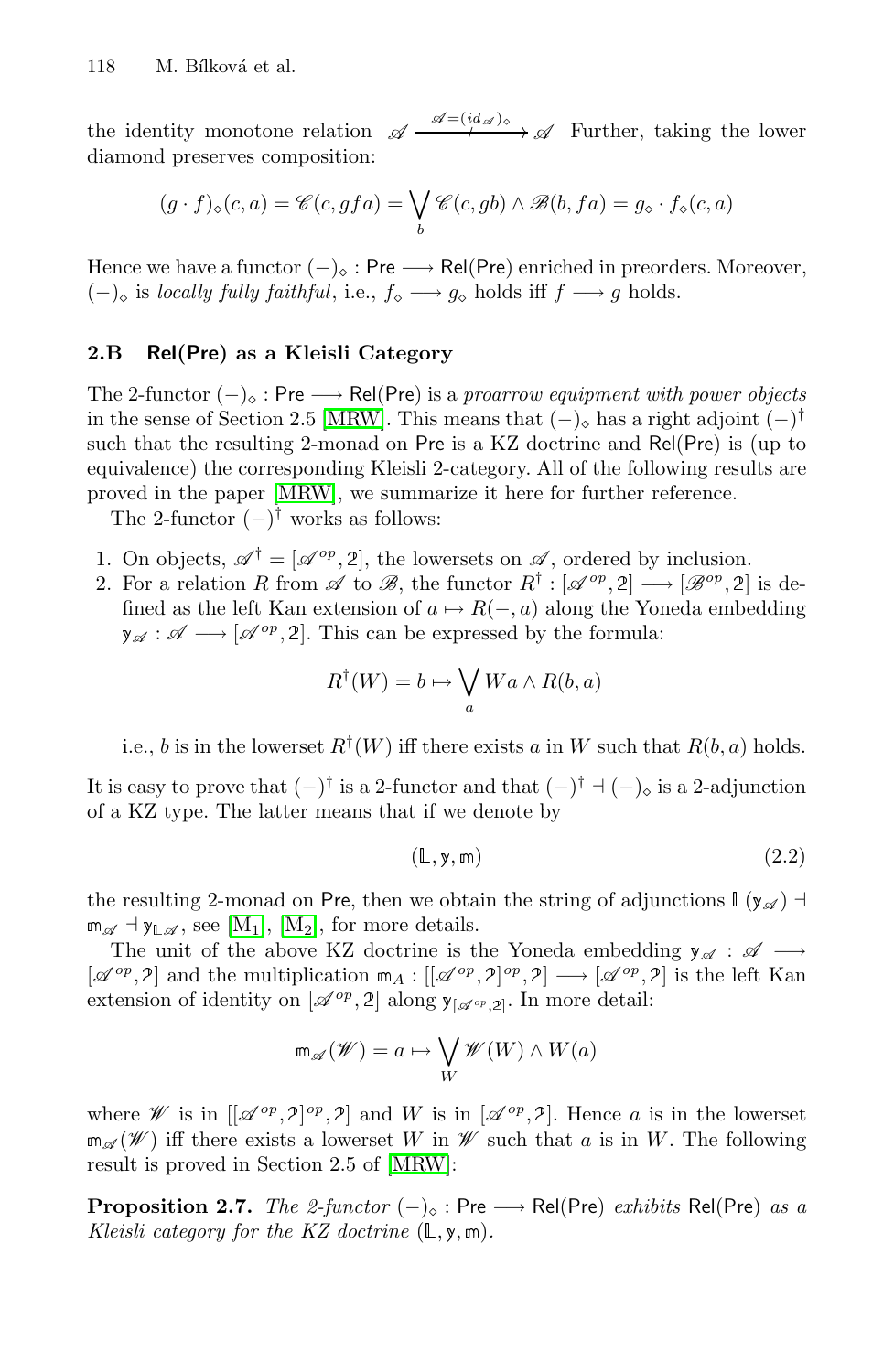the identity monotone relation $\mathscr{A} \xrightarrow[\quad / \quad]{\mathscr{A}=(id_{\mathscr{A}})_\diamond} \mathscr{A}$ Further, taking the lower diamond preserves composition:

$$(g \cdot f)_\diamond(c,a) = \mathscr{C}(c, gfa) = \bigvee_b \mathscr{C}(c, gb) \wedge \mathscr{B}(b, fa) = g_\diamond \cdot f_\diamond(c,a)$$

Hence we have a functor $(-)_\diamond : \mathsf{Pre} \longrightarrow \mathsf{Rel}(\mathsf{Pre})$ enriched in preorders. Moreover, $(-)_\diamond$ is *locally fully faithful*, i.e., $f_\diamond \longrightarrow g_\diamond$ holds iff $f \longrightarrow g$ holds.

### 2.B Rel(Pre) as a Kleisli Category

The 2-functor $(-)_\diamond : \mathsf{Pre} \longrightarrow \mathsf{Rel}(\mathsf{Pre})$ is a *proarrow equipment with power objects* in the sense of Section 2.5 [MRW]. This means that $(-)_\diamond$ has a right adjoint $(-)^\dagger$ such that the resulting 2-monad on $\mathsf{Pre}$ is a KZ doctrine and $\mathsf{Rel}(\mathsf{Pre})$ is (up to equivalence) the corresponding Kleisli 2-category. All of the following results are proved in the paper [MRW], we summarize it here for further reference.

The 2-functor $(-)^\dagger$ works as follows:

1. On objects, $\mathscr{A}^\dagger = [\mathscr{A}^{op}, 2]$, the lowersets on $\mathscr{A}$, ordered by inclusion.
2. For a relation $R$ from $\mathscr{A}$ to $\mathscr{B}$, the functor $R^\dagger : [\mathscr{A}^{op}, 2] \longrightarrow [\mathscr{B}^{op}, 2]$ is defined as the left Kan extension of $a \mapsto R(-,a)$ along the Yoneda embedding $\mathbb{y}_{\mathscr{A}} : \mathscr{A} \longrightarrow [\mathscr{A}^{op}, 2]$. This can be expressed by the formula:

$$R^\dagger(W) = b \mapsto \bigvee_a Wa \wedge R(b,a)$$

i.e., $b$ is in the lowerset $R^\dagger(W)$ iff there exists $a$ in $W$ such that $R(b,a)$ holds.

It is easy to prove that $(-)^\dagger$ is a 2-functor and that $(-)^\dagger \dashv (-)_\diamond$ is a 2-adjunction of a KZ type. The latter means that if we denote by

$$(\mathbb{L}, \mathbb{y}, \mathbb{m}) \tag{2.2}$$

the resulting 2-monad on $\mathsf{Pre}$, then we obtain the string of adjunctions $\mathbb{L}(\mathbb{y}_{\mathscr{A}}) \dashv \mathbb{m}_{\mathscr{A}} \dashv \mathbb{y}_{\mathbb{L}\mathscr{A}}$, see [M1], [M2], for more details.

The unit of the above KZ doctrine is the Yoneda embedding $\mathbb{y}_{\mathscr{A}} : \mathscr{A} \longrightarrow [\mathscr{A}^{op}, 2]$ and the multiplication $\mathbb{m}_A : [[\mathscr{A}^{op}, 2]^{op}, 2] \longrightarrow [\mathscr{A}^{op}, 2]$ is the left Kan extension of identity on $[\mathscr{A}^{op}, 2]$ along $\mathbb{y}_{[\mathscr{A}^{op},2]}$. In more detail:

$$\mathbb{m}_{\mathscr{A}}(\mathscr{W}) = a \mapsto \bigvee_W \mathscr{W}(W) \wedge W(a)$$

where $\mathscr{W}$ is in $[[\mathscr{A}^{op}, 2]^{op}, 2]$ and $W$ is in $[\mathscr{A}^{op}, 2]$. Hence $a$ is in the lowerset $\mathbb{m}_{\mathscr{A}}(\mathscr{W})$ iff there exists a lowerset $W$ in $\mathscr{W}$ such that $a$ is in $W$. The following result is proved in Section 2.5 of [MRW]:

**Proposition 2.7.** *The 2-functor* $(-)_\diamond : \mathsf{Pre} \longrightarrow \mathsf{Rel}(\mathsf{Pre})$ *exhibits* $\mathsf{Rel}(\mathsf{Pre})$ *as a Kleisli category for the KZ doctrine* $(\mathbb{L}, \mathbb{y}, \mathbb{m})$.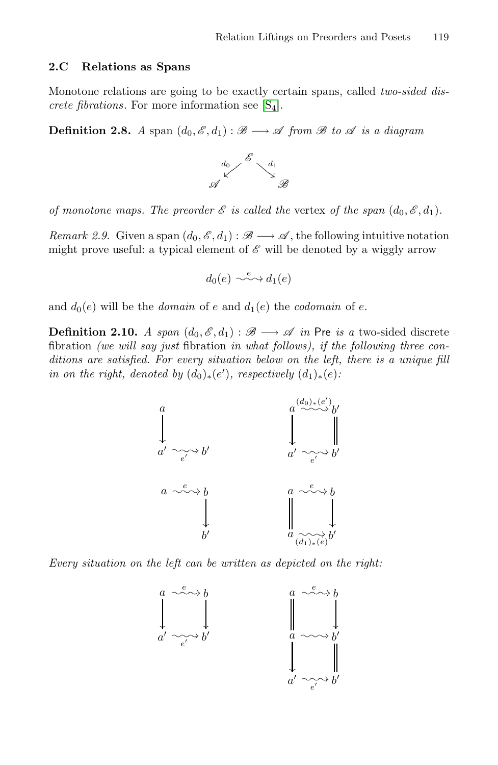### 2.C Relations as Spans

Monotone relations are going to be exactly certain spans, called *two-sided discrete fibrations*. For more information see [S4].

**Definition 2.8.** *A* span $(d_0, \mathscr{E}, d_1) : \mathscr{B} \longrightarrow \mathscr{A}$ *from* $\mathscr{B}$ *to* $\mathscr{A}$ *is a diagram*

$$\mathscr{A} \xleftarrow{d_0} \mathscr{E} \xrightarrow{d_1} \mathscr{B}$$

*of monotone maps. The preorder* $\mathscr{E}$ *is called the* vertex *of the span* $(d_0, \mathscr{E}, d_1)$.

*Remark 2.9.* Given a span $(d_0, \mathscr{E}, d_1) : \mathscr{B} \longrightarrow \mathscr{A}$, the following intuitive notation might prove useful: a typical element of $\mathscr{E}$ will be denoted by a wiggly arrow

$$d_0(e) \overset{e}{\rightsquigarrow} d_1(e)$$

and $d_0(e)$ will be the *domain* of $e$ and $d_1(e)$ the *codomain* of $e$.

**Definition 2.10.** *A span* $(d_0, \mathscr{E}, d_1) : \mathscr{B} \longrightarrow \mathscr{A}$ *in* Pre *is a* two-sided discrete fibration *(we will say just* fibration *in what follows), if the following three conditions are satisfied. For every situation below on the left, there is a unique fill in on the right, denoted by* $(d_0)_*(e')$, *respectively* $(d_1)_*(e)$:

$$\begin{array}{ccc} a & & \\ \downarrow & & \\ a' & \underset{e'}{\rightsquigarrow} & b' \end{array} \qquad\qquad \begin{array}{ccc} a & \overset{(d_0)_*(e')}{\rightsquigarrow} & b' \\ \downarrow & & \| \\ a' & \underset{e'}{\rightsquigarrow} & b' \end{array}$$

$$\begin{array}{ccc} a & \overset{e}{\rightsquigarrow} & b \\ & & \downarrow \\ & & b' \end{array} \qquad\qquad \begin{array}{ccc} a & \overset{e}{\rightsquigarrow} & b \\ \| & & \downarrow \\ a & \underset{(d_1)_*(e)}{\rightsquigarrow} & b' \end{array}$$

*Every situation on the left can be written as depicted on the right:*

$$\begin{array}{ccc} a & \overset{e}{\rightsquigarrow} & b \\ \downarrow & & \downarrow \\ a' & \underset{e'}{\rightsquigarrow} & b' \end{array} \qquad\qquad \begin{array}{ccc} a & \overset{e}{\rightsquigarrow} & b \\ \| & & \downarrow \\ a & \rightsquigarrow & b' \\ \downarrow & & \| \\ a' & \underset{e'}{\rightsquigarrow} & b' \end{array}$$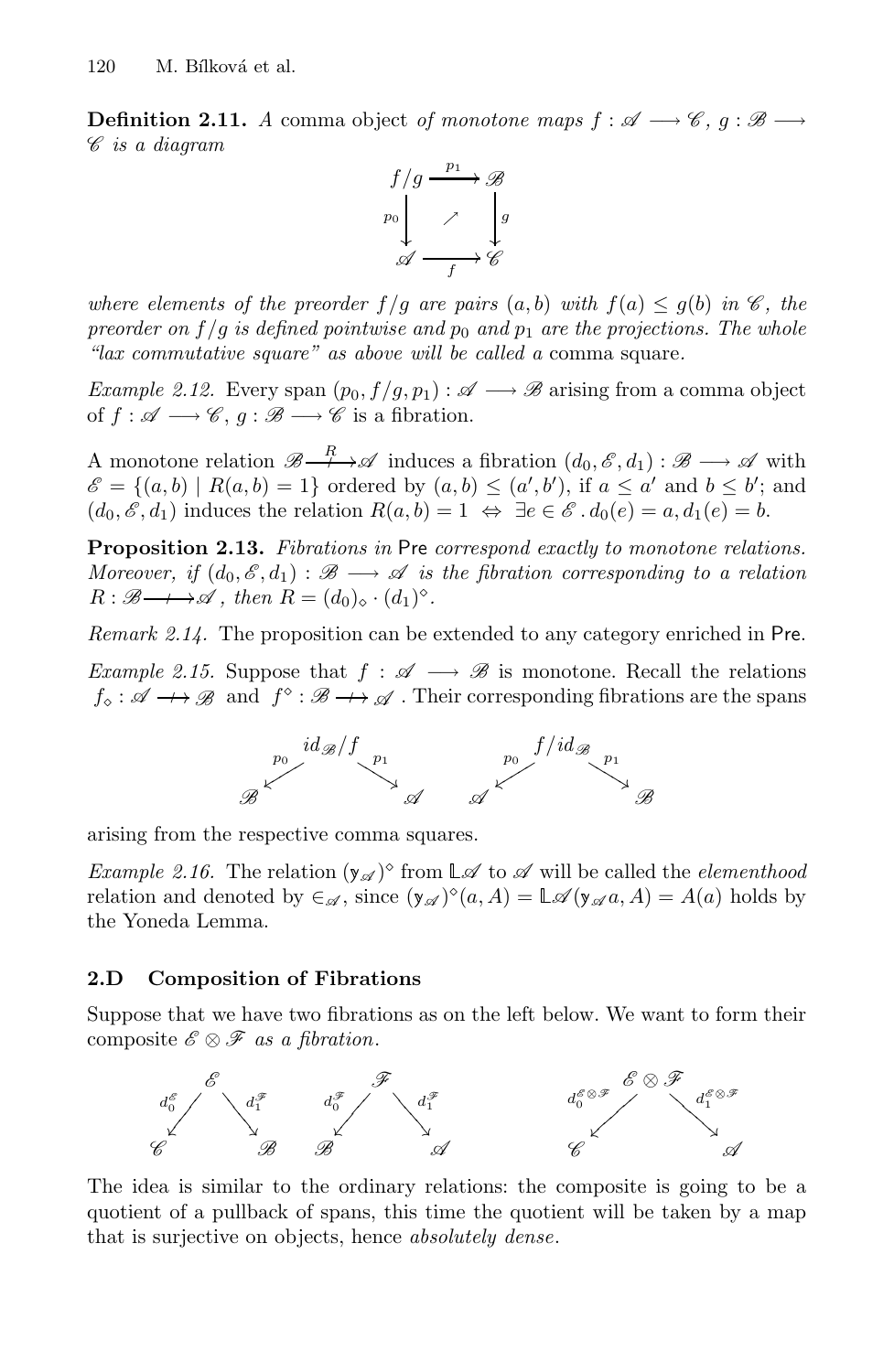**Definition 2.11.** *A* comma object *of monotone maps* $f : \mathscr{A} \longrightarrow \mathscr{C}$, $g : \mathscr{B} \longrightarrow \mathscr{C}$ *is a diagram*

$$\begin{array}{ccc} f/g & \xrightarrow{p_1} & \mathscr{B} \\ {\scriptstyle p_0}\downarrow & \nearrow & \downarrow{\scriptstyle g} \\ \mathscr{A} & \xrightarrow[f]{} & \mathscr{C} \end{array}$$

*where elements of the preorder* $f/g$ *are pairs* $(a, b)$ *with* $f(a) \le g(b)$ *in* $\mathscr{C}$*, the preorder on* $f/g$ *is defined pointwise and* $p_0$ *and* $p_1$ *are the projections. The whole "lax commutative square" as above will be called a* comma square*.*

*Example 2.12.* Every span $(p_0, f/g, p_1) : \mathscr{A} \longrightarrow \mathscr{B}$ arising from a comma object of $f : \mathscr{A} \longrightarrow \mathscr{C}$, $g : \mathscr{B} \longrightarrow \mathscr{C}$ is a fibration.

A monotone relation $\mathscr{B} \overset{R}{\longrightarrow\!\!\!\!\!\!\!\!\mid\;\;\;} \mathscr{A}$ induces a fibration $(d_0, \mathscr{E}, d_1) : \mathscr{B} \longrightarrow \mathscr{A}$ with $\mathscr{E} = \{(a, b) \mid R(a, b) = 1\}$ ordered by $(a, b) \le (a', b')$, if $a \le a'$ and $b \le b'$; and $(d_0, \mathscr{E}, d_1)$ induces the relation $R(a, b) = 1 \;\Leftrightarrow\; \exists e \in \mathscr{E} \,.\, d_0(e) = a, d_1(e) = b$.

**Proposition 2.13.** *Fibrations in* Pre *correspond exactly to monotone relations. Moreover, if* $(d_0, \mathscr{E}, d_1) : \mathscr{B} \longrightarrow \mathscr{A}$ *is the fibration corresponding to a relation* $R : \mathscr{B} \longrightarrow\!\!\!\!\!\!\!\!\mid\;\;\; \mathscr{A}$*, then* $R = (d_0)_\diamond \cdot (d_1)^\diamond$*.*

*Remark 2.14.* The proposition can be extended to any category enriched in Pre.

*Example 2.15.* Suppose that $f : \mathscr{A} \longrightarrow \mathscr{B}$ is monotone. Recall the relations $f_\diamond : \mathscr{A} \longrightarrow\!\!\!\!\!\!\!\!\mid\;\;\; \mathscr{B}$ and $f^\diamond : \mathscr{B} \longrightarrow\!\!\!\!\!\!\!\!\mid\;\;\; \mathscr{A}$. Their corresponding fibrations are the spans

$$\mathscr{B} \xleftarrow{p_0} id_{\mathscr{B}}/f \xrightarrow{p_1} \mathscr{A} \qquad\qquad \mathscr{A} \xleftarrow{p_0} f/id_{\mathscr{B}} \xrightarrow{p_1} \mathscr{B}$$

arising from the respective comma squares.

*Example 2.16.* The relation $(\mathsf{y}_{\mathscr{A}})^\diamond$ from $\mathbb{L}\mathscr{A}$ to $\mathscr{A}$ will be called the *elementhood* relation and denoted by $\in_{\mathscr{A}}$, since $(\mathsf{y}_{\mathscr{A}})^\diamond(a, A) = \mathbb{L}\mathscr{A}(\mathsf{y}_{\mathscr{A}} a, A) = A(a)$ holds by the Yoneda Lemma.

## 2.D Composition of Fibrations

Suppose that we have two fibrations as on the left below. We want to form their composite $\mathscr{E} \otimes \mathscr{F}$ *as a fibration*.

$$\mathscr{C} \xleftarrow{d_0^{\mathscr{E}}} \mathscr{E} \xrightarrow{d_1^{\mathscr{F}}} \mathscr{B} \qquad \mathscr{B} \xleftarrow{d_0^{\mathscr{F}}} \mathscr{F} \xrightarrow{d_1^{\mathscr{F}}} \mathscr{A} \qquad\qquad \mathscr{C} \xleftarrow{d_0^{\mathscr{E}\otimes\mathscr{F}}} \mathscr{E}\otimes\mathscr{F} \xrightarrow{d_1^{\mathscr{E}\otimes\mathscr{F}}} \mathscr{A}$$

The idea is similar to the ordinary relations: the composite is going to be a quotient of a pullback of spans, this time the quotient will be taken by a map that is surjective on objects, hence *absolutely dense*.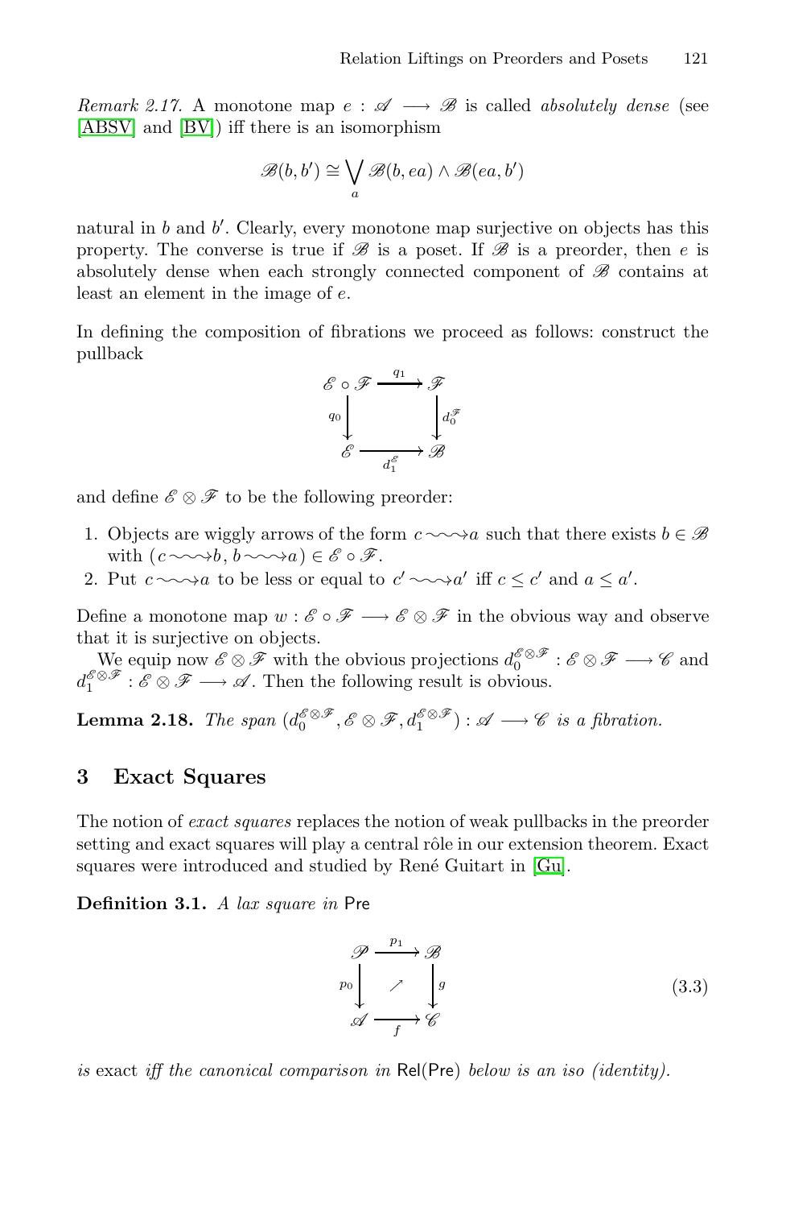*Remark 2.17.* A monotone map $e : \mathscr{A} \longrightarrow \mathscr{B}$ is called *absolutely dense* (see [ABSV] and [BV]) iff there is an isomorphism

$$\mathscr{B}(b, b') \cong \bigvee_a \mathscr{B}(b, ea) \wedge \mathscr{B}(ea, b')$$

natural in $b$ and $b'$. Clearly, every monotone map surjective on objects has this property. The converse is true if $\mathscr{B}$ is a poset. If $\mathscr{B}$ is a preorder, then $e$ is absolutely dense when each strongly connected component of $\mathscr{B}$ contains at least an element in the image of $e$.

In defining the composition of fibrations we proceed as follows: construct the pullback

$$\begin{array}{ccc}
\mathscr{E} \circ \mathscr{F} & \xrightarrow{q_1} & \mathscr{F} \\
{\scriptstyle q_0}\downarrow & & \downarrow{\scriptstyle d_0^{\mathscr{F}}} \\
\mathscr{E} & \xrightarrow[d_1^{\mathscr{E}}]{} & \mathscr{B}
\end{array}$$

and define $\mathscr{E} \otimes \mathscr{F}$ to be the following preorder:

1. Objects are wiggly arrows of the form $c \rightsquigarrow a$ such that there exists $b \in \mathscr{B}$ with $(c \rightsquigarrow b, b \rightsquigarrow a) \in \mathscr{E} \circ \mathscr{F}$.
2. Put $c \rightsquigarrow a$ to be less or equal to $c' \rightsquigarrow a'$ iff $c \leq c'$ and $a \leq a'$.

Define a monotone map $w : \mathscr{E} \circ \mathscr{F} \longrightarrow \mathscr{E} \otimes \mathscr{F}$ in the obvious way and observe that it is surjective on objects.

We equip now $\mathscr{E} \otimes \mathscr{F}$ with the obvious projections $d_0^{\mathscr{E} \otimes \mathscr{F}} : \mathscr{E} \otimes \mathscr{F} \longrightarrow \mathscr{C}$ and $d_1^{\mathscr{E} \otimes \mathscr{F}} : \mathscr{E} \otimes \mathscr{F} \longrightarrow \mathscr{A}$. Then the following result is obvious.

**Lemma 2.18.** *The span $(d_0^{\mathscr{E} \otimes \mathscr{F}}, \mathscr{E} \otimes \mathscr{F}, d_1^{\mathscr{E} \otimes \mathscr{F}}) : \mathscr{A} \longrightarrow \mathscr{C}$ is a fibration.*

## 3 Exact Squares

The notion of *exact squares* replaces the notion of weak pullbacks in the preorder setting and exact squares will play a central rôle in our extension theorem. Exact squares were introduced and studied by René Guitart in [Gu].

**Definition 3.1.** *A lax square in* Pre

$$\begin{array}{ccc}
\mathscr{P} & \xrightarrow{p_1} & \mathscr{B} \\
{\scriptstyle p_0}\downarrow & \nearrow & \downarrow{\scriptstyle g} \\
\mathscr{A} & \xrightarrow[f]{} & \mathscr{C}
\end{array} \qquad (3.3)$$

*is* exact *iff the canonical comparison in* Rel(Pre) *below is an iso (identity).*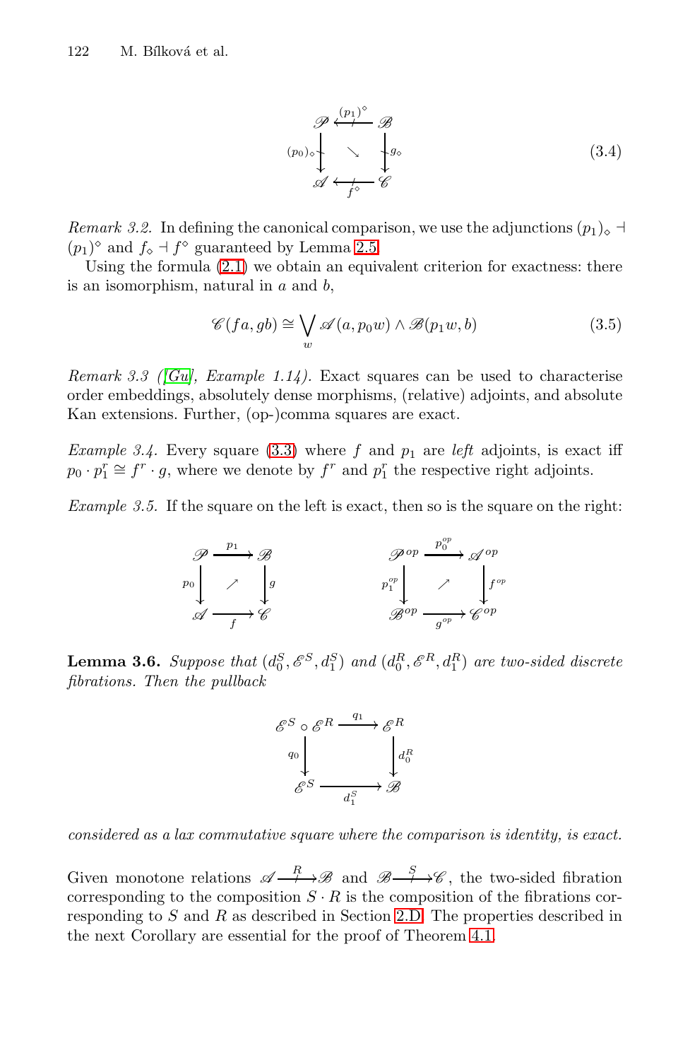$$
\begin{array}{ccc}
\mathscr{P} & \xleftarrow{(p_1)^\diamond} & \mathscr{B} \\
{\scriptstyle (p_0)_\diamond}\downarrow & \searrow & \downarrow{\scriptstyle g_\diamond} \\
\mathscr{A} & \xleftarrow[f^\diamond]{} & \mathscr{C}
\end{array}
\tag{3.4}
$$

*Remark 3.2.* In defining the canonical comparison, we use the adjunctions $(p_1)_\diamond \dashv (p_1)^\diamond$ and $f_\diamond \dashv f^\diamond$ guaranteed by Lemma 2.5.

Using the formula (2.1) we obtain an equivalent criterion for exactness: there is an isomorphism, natural in $a$ and $b$,

$$
\mathscr{C}(fa, gb) \cong \bigvee_w \mathscr{A}(a, p_0 w) \wedge \mathscr{B}(p_1 w, b) \tag{3.5}
$$

*Remark 3.3 ([Gu], Example 1.14).* Exact squares can be used to characterise order embeddings, absolutely dense morphisms, (relative) adjoints, and absolute Kan extensions. Further, (op-)comma squares are exact.

*Example 3.4.* Every square (3.3) where $f$ and $p_1$ are *left* adjoints, is exact iff $p_0 \cdot p_1^r \cong f^r \cdot g$, where we denote by $f^r$ and $p_1^r$ the respective right adjoints.

*Example 3.5.* If the square on the left is exact, then so is the square on the right:

$$
\begin{array}{ccc}
\mathscr{P} & \xrightarrow{p_1} & \mathscr{B} \\
{\scriptstyle p_0}\downarrow & \nearrow & \downarrow{\scriptstyle g} \\
\mathscr{A} & \xrightarrow[f]{} & \mathscr{C}
\end{array}
\qquad\qquad
\begin{array}{ccc}
\mathscr{P}^{op} & \xrightarrow{p_0^{op}} & \mathscr{A}^{op} \\
{\scriptstyle p_1^{op}}\downarrow & \nearrow & \downarrow{\scriptstyle f^{op}} \\
\mathscr{B}^{op} & \xrightarrow[g^{op}]{} & \mathscr{C}^{op}
\end{array}
$$

**Lemma 3.6.** *Suppose that $(d_0^S, \mathscr{E}^S, d_1^S)$ and $(d_0^R, \mathscr{E}^R, d_1^R)$ are two-sided discrete fibrations. Then the pullback*

$$
\begin{array}{ccc}
\mathscr{E}^S \circ \mathscr{E}^R & \xrightarrow{q_1} & \mathscr{E}^R \\
{\scriptstyle q_0}\downarrow & & \downarrow{\scriptstyle d_0^R} \\
\mathscr{E}^S & \xrightarrow[d_1^S]{} & \mathscr{B}
\end{array}
$$

*considered as a lax commutative square where the comparison is identity, is exact.*

Given monotone relations $\mathscr{A} \xrightarrow{R} \mathscr{B}$ and $\mathscr{B} \xrightarrow{S} \mathscr{C}$, the two-sided fibration corresponding to the composition $S \cdot R$ is the composition of the fibrations corresponding to $S$ and $R$ as described in Section 2.D. The properties described in the next Corollary are essential for the proof of Theorem 4.1.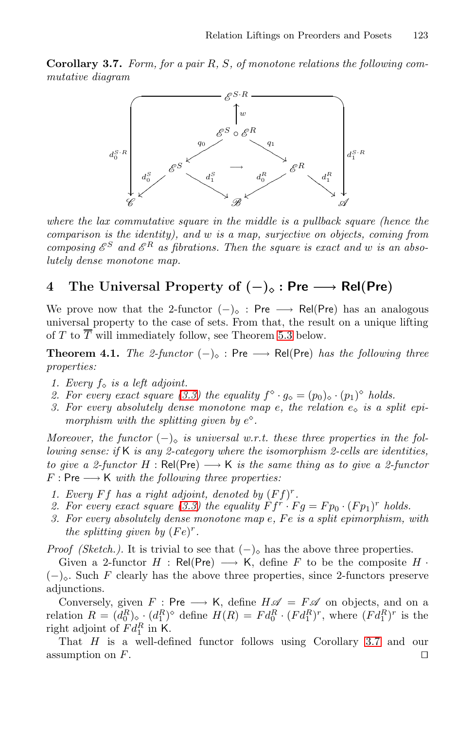**Corollary 3.7.** *Form, for a pair $R$, $S$, of monotone relations the following commutative diagram*

$$
\begin{array}{ccccccccc}
 & & & & \mathscr{E}^{S\cdot R} & & & & \\
 & & & & \uparrow w & & & & \\
 & & & & \mathscr{E}^{S} \circ \mathscr{E}^{R} & & & & \\
d_0^{S\cdot R} & & & \swarrow q_0 & & q_1 \searrow & & & d_1^{S\cdot R} \\
\downarrow & & \mathscr{E}^{S} & & \longrightarrow & & \mathscr{E}^{R} & & \downarrow \\
 & \swarrow d_0^S & & d_1^S \searrow & & \swarrow d_0^R & & d_1^R \searrow & \\
\mathscr{C} & & & & \mathscr{B} & & & & \mathscr{A}
\end{array}
$$

*where the lax commutative square in the middle is a pullback square (hence the comparison is the identity), and $w$ is a map, surjective on objects, coming from composing $\mathscr{E}^S$ and $\mathscr{E}^R$ as fibrations. Then the square is exact and $w$ is an absolutely dense monotone map.*

## 4 The Universal Property of $(-)_\diamond : \mathsf{Pre} \longrightarrow \mathsf{Rel(Pre)}$

We prove now that the 2-functor $(-)_\diamond : \mathsf{Pre} \longrightarrow \mathsf{Rel(Pre)}$ has an analogous universal property to the case of sets. From that, the result on a unique lifting of $T$ to $\overline{T}$ will immediately follow, see Theorem 5.3 below.

**Theorem 4.1.** *The 2-functor $(-)_\diamond : \mathsf{Pre} \longrightarrow \mathsf{Rel(Pre)}$ has the following three properties:*

1. *Every $f_\diamond$ is a left adjoint.*
2. *For every exact square (3.3) the equality $f^\diamond \cdot g_\diamond = (p_0)_\diamond \cdot (p_1)^\diamond$ holds.*
3. *For every absolutely dense monotone map $e$, the relation $e_\diamond$ is a split epimorphism with the splitting given by $e^\diamond$.*

*Moreover, the functor $(-)_\diamond$ is universal w.r.t. these three properties in the following sense: if $\mathsf{K}$ is any 2-category where the isomorphism 2-cells are identities, to give a 2-functor $H : \mathsf{Rel(Pre)} \longrightarrow \mathsf{K}$ is the same thing as to give a 2-functor $F : \mathsf{Pre} \longrightarrow \mathsf{K}$ with the following three properties:*

1. *Every $Ff$ has a right adjoint, denoted by $(Ff)^r$.*
2. *For every exact square (3.3) the equality $Ff^r \cdot Fg = Fp_0 \cdot (Fp_1)^r$ holds.*
3. *For every absolutely dense monotone map $e$, $Fe$ is a split epimorphism, with the splitting given by $(Fe)^r$.*

*Proof (Sketch.).* It is trivial to see that $(-)_\diamond$ has the above three properties.

Given a 2-functor $H : \mathsf{Rel(Pre)} \longrightarrow \mathsf{K}$, define $F$ to be the composite $H \cdot (-)_\diamond$. Such $F$ clearly has the above three properties, since 2-functors preserve adjunctions.

Conversely, given $F : \mathsf{Pre} \longrightarrow \mathsf{K}$, define $H\mathscr{A} = F\mathscr{A}$ on objects, and on a relation $R = (d_0^R)_\diamond \cdot (d_1^R)^\diamond$ define $H(R) = Fd_0^R \cdot (Fd_1^R)^r$, where $(Fd_1^R)^r$ is the right adjoint of $Fd_1^R$ in $\mathsf{K}$.

That $H$ is a well-defined functor follows using Corollary 3.7 and our assumption on $F$. ◻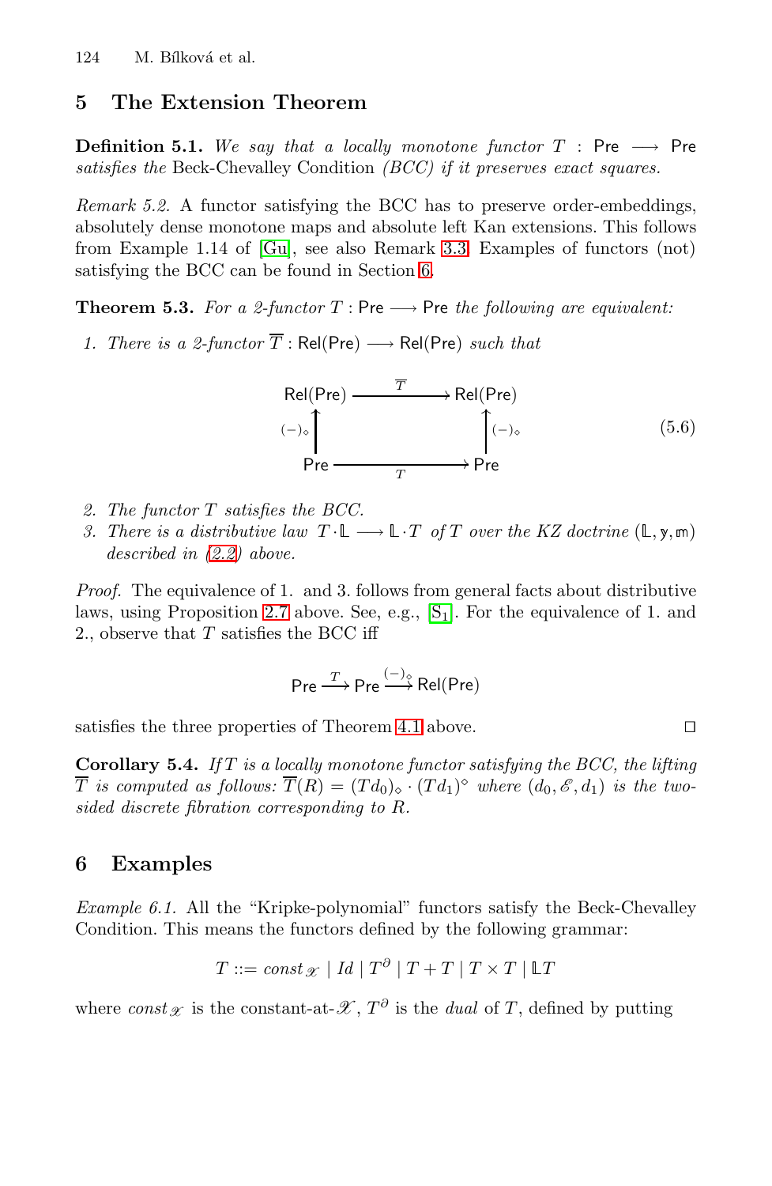## 5 The Extension Theorem

**Definition 5.1.** *We say that a locally monotone functor $T : \mathsf{Pre} \longrightarrow \mathsf{Pre}$ satisfies the* Beck-Chevalley Condition *(BCC) if it preserves exact squares.*

*Remark 5.2.* A functor satisfying the BCC has to preserve order-embeddings, absolutely dense monotone maps and absolute left Kan extensions. This follows from Example 1.14 of [Gu], see also Remark 3.3. Examples of functors (not) satisfying the BCC can be found in Section 6.

**Theorem 5.3.** *For a 2-functor $T : \mathsf{Pre} \longrightarrow \mathsf{Pre}$ the following are equivalent:*

1. *There is a 2-functor $\overline{T} : \mathsf{Rel}(\mathsf{Pre}) \longrightarrow \mathsf{Rel}(\mathsf{Pre})$ such that*

$$\begin{array}{ccc} \mathsf{Rel}(\mathsf{Pre}) & \xrightarrow{\overline{T}} & \mathsf{Rel}(\mathsf{Pre}) \\ {\scriptstyle (-)_\diamond}\uparrow & & \uparrow{\scriptstyle (-)_\diamond} \\ \mathsf{Pre} & \xrightarrow[T]{} & \mathsf{Pre} \end{array} \tag{5.6}$$

2. *The functor $T$ satisfies the BCC.*
3. *There is a distributive law $T \cdot \mathbb{L} \longrightarrow \mathbb{L} \cdot T$ of $T$ over the KZ doctrine $(\mathbb{L}, \mathsf{y}, \mathsf{m})$ described in (2.2) above.*

*Proof.* The equivalence of 1. and 3. follows from general facts about distributive laws, using Proposition 2.7 above. See, e.g., [S1]. For the equivalence of 1. and 2., observe that $T$ satisfies the BCC iff

$$\mathsf{Pre} \xrightarrow{T} \mathsf{Pre} \xrightarrow{(-)_\diamond} \mathsf{Rel}(\mathsf{Pre})$$

satisfies the three properties of Theorem 4.1 above. □

**Corollary 5.4.** *If $T$ is a locally monotone functor satisfying the BCC, the lifting $\overline{T}$ is computed as follows: $\overline{T}(R) = (Td_0)_\diamond \cdot (Td_1)^\diamond$ where $(d_0, \mathscr{E}, d_1)$ is the two-sided discrete fibration corresponding to $R$.*

## 6 Examples

*Example 6.1.* All the "Kripke-polynomial" functors satisfy the Beck-Chevalley Condition. This means the functors defined by the following grammar:

$$T ::= const_{\mathscr{X}} \mid Id \mid T^\partial \mid T + T \mid T \times T \mid \mathbb{L}T$$

where $const_{\mathscr{X}}$ is the constant-at-$\mathscr{X}$, $T^\partial$ is the *dual* of $T$, defined by putting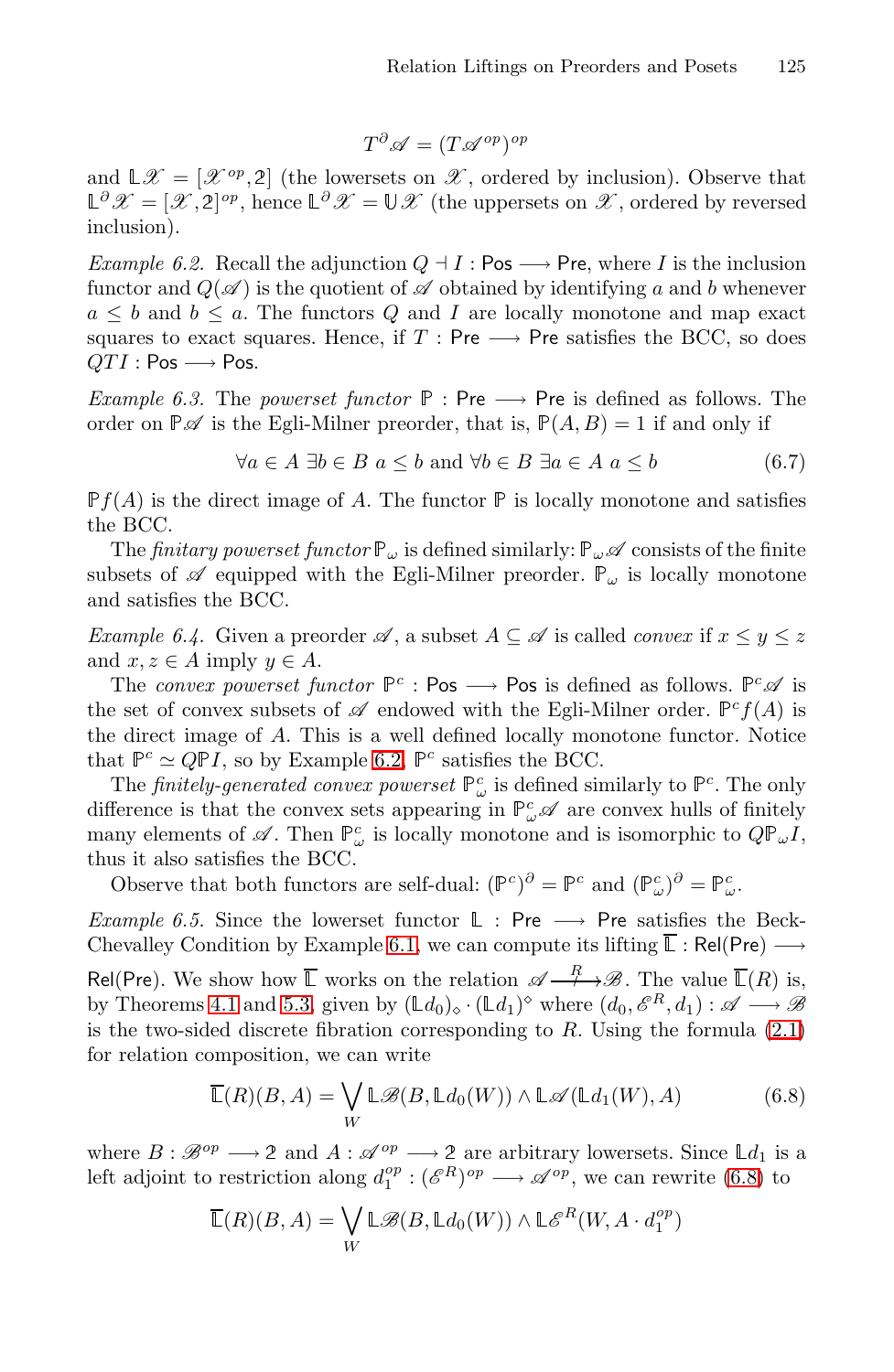$$T^\partial \mathscr{A} = (T\mathscr{A}^{op})^{op}$$

and $\mathbb{L}\mathscr{X} = [\mathscr{X}^{op}, \mathbb{2}]$ (the lowersets on $\mathscr{X}$, ordered by inclusion). Observe that $\mathbb{L}^\partial \mathscr{X} = [\mathscr{X}, \mathbb{2}]^{op}$, hence $\mathbb{L}^\partial \mathscr{X} = \mathbb{U}\mathscr{X}$ (the uppersets on $\mathscr{X}$, ordered by reversed inclusion).

*Example 6.2.* Recall the adjunction $Q \dashv I : \mathsf{Pos} \longrightarrow \mathsf{Pre}$, where $I$ is the inclusion functor and $Q(\mathscr{A})$ is the quotient of $\mathscr{A}$ obtained by identifying $a$ and $b$ whenever $a \leq b$ and $b \leq a$. The functors $Q$ and $I$ are locally monotone and map exact squares to exact squares. Hence, if $T : \mathsf{Pre} \longrightarrow \mathsf{Pre}$ satisfies the BCC, so does $QTI : \mathsf{Pos} \longrightarrow \mathsf{Pos}$.

*Example 6.3.* The *powerset functor* $\mathbb{P} : \mathsf{Pre} \longrightarrow \mathsf{Pre}$ is defined as follows. The order on $\mathbb{P}\mathscr{A}$ is the Egli-Milner preorder, that is, $\mathbb{P}(A, B) = 1$ if and only if

$$\forall a \in A\ \exists b \in B\ a \leq b \text{ and } \forall b \in B\ \exists a \in A\ a \leq b \tag{6.7}$$

$\mathbb{P}f(A)$ is the direct image of $A$. The functor $\mathbb{P}$ is locally monotone and satisfies the BCC.

The *finitary powerset functor* $\mathbb{P}_\omega$ is defined similarly: $\mathbb{P}_\omega\mathscr{A}$ consists of the finite subsets of $\mathscr{A}$ equipped with the Egli-Milner preorder. $\mathbb{P}_\omega$ is locally monotone and satisfies the BCC.

*Example 6.4.* Given a preorder $\mathscr{A}$, a subset $A \subseteq \mathscr{A}$ is called *convex* if $x \leq y \leq z$ and $x, z \in A$ imply $y \in A$.

The *convex powerset functor* $\mathbb{P}^c : \mathsf{Pos} \longrightarrow \mathsf{Pos}$ is defined as follows. $\mathbb{P}^c\mathscr{A}$ is the set of convex subsets of $\mathscr{A}$ endowed with the Egli-Milner order. $\mathbb{P}^c f(A)$ is the direct image of $A$. This is a well defined locally monotone functor. Notice that $\mathbb{P}^c \simeq Q\mathbb{P}I$, so by Example 6.2, $\mathbb{P}^c$ satisfies the BCC.

The *finitely-generated convex powerset* $\mathbb{P}^c_\omega$ is defined similarly to $\mathbb{P}^c$. The only difference is that the convex sets appearing in $\mathbb{P}^c_\omega\mathscr{A}$ are convex hulls of finitely many elements of $\mathscr{A}$. Then $\mathbb{P}^c_\omega$ is locally monotone and is isomorphic to $Q\mathbb{P}_\omega I$, thus it also satisfies the BCC.

Observe that both functors are self-dual: $(\mathbb{P}^c)^\partial = \mathbb{P}^c$ and $(\mathbb{P}^c_\omega)^\partial = \mathbb{P}^c_\omega$.

*Example 6.5.* Since the lowerset functor $\mathbb{L} : \mathsf{Pre} \longrightarrow \mathsf{Pre}$ satisfies the Beck-Chevalley Condition by Example 6.1, we can compute its lifting $\overline{\mathbb{L}} : \mathsf{Rel}(\mathsf{Pre}) \longrightarrow \mathsf{Rel}(\mathsf{Pre})$. We show how $\overline{\mathbb{L}}$ works on the relation $\mathscr{A} \xrightarrow{R} \mathscr{B}$. The value $\overline{\mathbb{L}}(R)$ is, by Theorems 4.1 and 5.3, given by $(\mathbb{L}d_0)_\diamond \cdot (\mathbb{L}d_1)^\diamond$ where $(d_0, \mathscr{E}^R, d_1) : \mathscr{A} \longrightarrow \mathscr{B}$ is the two-sided discrete fibration corresponding to $R$. Using the formula (2.1) for relation composition, we can write

$$\overline{\mathbb{L}}(R)(B, A) = \bigvee_W \mathbb{L}\mathscr{B}(B, \mathbb{L}d_0(W)) \wedge \mathbb{L}\mathscr{A}(\mathbb{L}d_1(W), A) \tag{6.8}$$

where $B : \mathscr{B}^{op} \longrightarrow \mathbb{2}$ and $A : \mathscr{A}^{op} \longrightarrow \mathbb{2}$ are arbitrary lowersets. Since $\mathbb{L}d_1$ is a left adjoint to restriction along $d_1^{op} : (\mathscr{E}^R)^{op} \longrightarrow \mathscr{A}^{op}$, we can rewrite (6.8) to

$$\overline{\mathbb{L}}(R)(B, A) = \bigvee_W \mathbb{L}\mathscr{B}(B, \mathbb{L}d_0(W)) \wedge \mathbb{L}\mathscr{E}^R(W, A \cdot d_1^{op})$$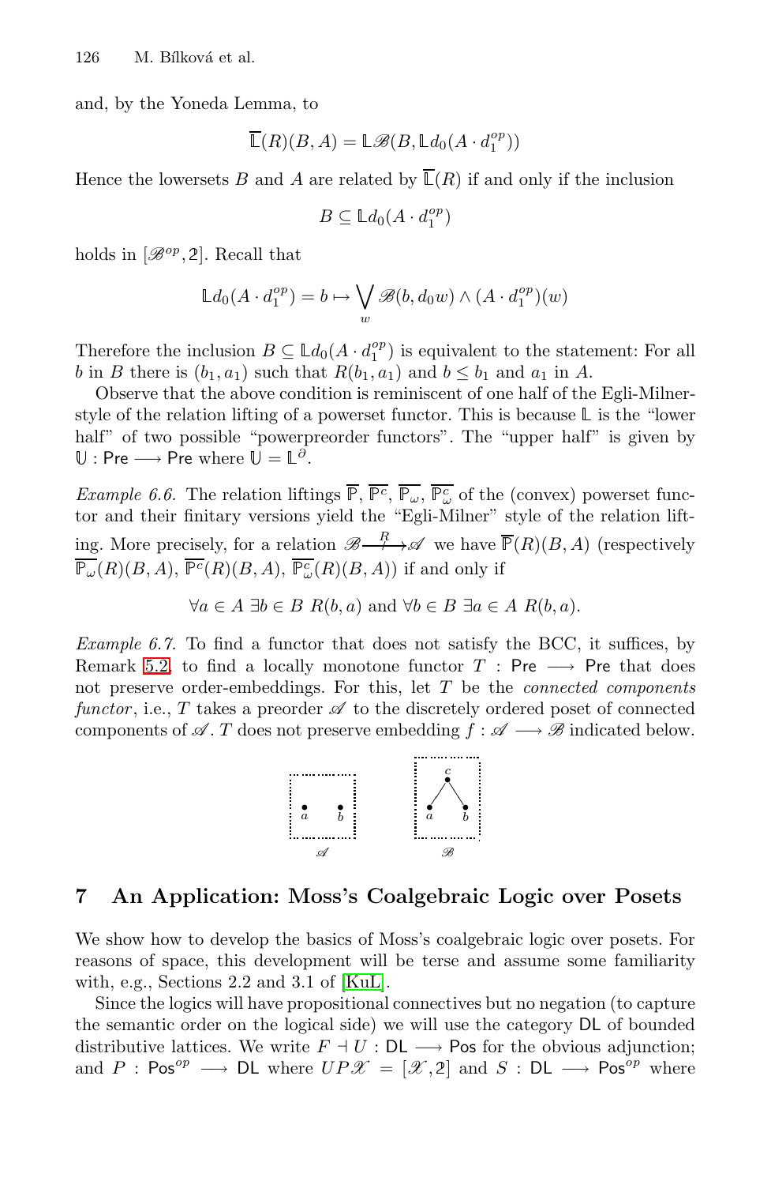and, by the Yoneda Lemma, to

$$\overline{\mathbb{L}}(R)(B, A) = \mathbb{L}\mathscr{B}(B, \mathbb{L}d_0(A \cdot d_1^{op}))$$

Hence the lowersets $B$ and $A$ are related by $\overline{\mathbb{L}}(R)$ if and only if the inclusion

$$B \subseteq \mathbb{L}d_0(A \cdot d_1^{op})$$

holds in $[\mathscr{B}^{op}, 2]$. Recall that

$$\mathbb{L}d_0(A \cdot d_1^{op}) = b \mapsto \bigvee_w \mathscr{B}(b, d_0 w) \wedge (A \cdot d_1^{op})(w)$$

Therefore the inclusion $B \subseteq \mathbb{L}d_0(A \cdot d_1^{op})$ is equivalent to the statement: For all $b$ in $B$ there is $(b_1, a_1)$ such that $R(b_1, a_1)$ and $b \leq b_1$ and $a_1$ in $A$.

Observe that the above condition is reminiscent of one half of the Egli-Milner-style of the relation lifting of a powerset functor. This is because $\mathbb{L}$ is the "lower half" of two possible "powerpreorder functors". The "upper half" is given by $\mathbb{U} : \mathsf{Pre} \longrightarrow \mathsf{Pre}$ where $\mathbb{U} = \mathbb{L}^{\partial}$.

*Example 6.6.* The relation liftings $\overline{\mathbb{P}}$, $\overline{\mathbb{P}^c}$, $\overline{\mathbb{P}_\omega}$, $\overline{\mathbb{P}^c_\omega}$ of the (convex) powerset functor and their finitary versions yield the "Egli-Milner" style of the relation lifting. More precisely, for a relation $\mathscr{B} \overset{R}{\longrightarrow} \mathscr{A}$ we have $\overline{\mathbb{P}}(R)(B, A)$ (respectively $\overline{\mathbb{P}_\omega}(R)(B, A)$, $\overline{\mathbb{P}^c}(R)(B, A)$, $\overline{\mathbb{P}^c_\omega}(R)(B, A)$) if and only if

$$\forall a \in A \ \exists b \in B \ R(b, a) \text{ and } \forall b \in B \ \exists a \in A \ R(b, a).$$

*Example 6.7.* To find a functor that does not satisfy the BCC, it suffices, by Remark 5.2, to find a locally monotone functor $T : \mathsf{Pre} \longrightarrow \mathsf{Pre}$ that does not preserve order-embeddings. For this, let $T$ be the *connected components functor*, i.e., $T$ takes a preorder $\mathscr{A}$ to the discretely ordered poset of connected components of $\mathscr{A}$. $T$ does not preserve embedding $f : \mathscr{A} \longrightarrow \mathscr{B}$ indicated below.

## 7 An Application: Moss's Coalgebraic Logic over Posets

We show how to develop the basics of Moss's coalgebraic logic over posets. For reasons of space, this development will be terse and assume some familiarity with, e.g., Sections 2.2 and 3.1 of [KuL].

Since the logics will have propositional connectives but no negation (to capture the semantic order on the logical side) we will use the category $\mathsf{DL}$ of bounded distributive lattices. We write $F \dashv U : \mathsf{DL} \longrightarrow \mathsf{Pos}$ for the obvious adjunction; and $P : \mathsf{Pos}^{op} \longrightarrow \mathsf{DL}$ where $UP\mathscr{X} = [\mathscr{X}, 2]$ and $S : \mathsf{DL} \longrightarrow \mathsf{Pos}^{op}$ where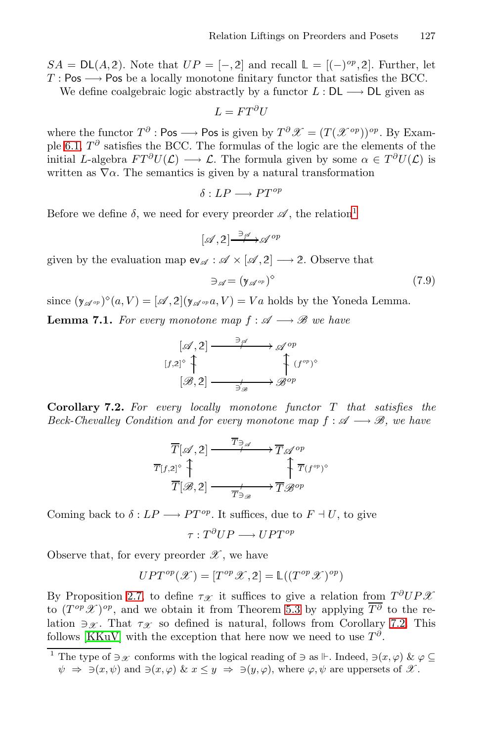$SA = \mathsf{DL}(A, \mathbb{2})$. Note that $UP = [-, \mathbb{2}]$ and recall $\mathbb{L} = [(-)^{op}, \mathbb{2}]$. Further, let $T : \mathsf{Pos} \longrightarrow \mathsf{Pos}$ be a locally monotone finitary functor that satisfies the BCC.

We define coalgebraic logic abstractly by a functor $L : \mathsf{DL} \longrightarrow \mathsf{DL}$ given as

$$L = FT^{\partial}U$$

where the functor $T^{\partial} : \mathsf{Pos} \longrightarrow \mathsf{Pos}$ is given by $T^{\partial}\mathscr{X} = (T(\mathscr{X}^{op}))^{op}$. By Example 6.1, $T^{\partial}$ satisfies the BCC. The formulas of the logic are the elements of the initial $L$-algebra $FT^{\partial}U(\mathcal{L}) \longrightarrow \mathcal{L}$. The formula given by some $\alpha \in T^{\partial}U(\mathcal{L})$ is written as $\nabla\alpha$. The semantics is given by a natural transformation

$$\delta : LP \longrightarrow PT^{op}$$

Before we define $\delta$, we need for every preorder $\mathscr{A}$, the relation[1]

$$[\mathscr{A}, \mathbb{2}] \xrightarrow{\ni_{\mathscr{A}}} \mathscr{A}^{op}$$

given by the evaluation map $\mathsf{ev}_{\mathscr{A}} : \mathscr{A} \times [\mathscr{A}, \mathbb{2}] \longrightarrow \mathbb{2}$. Observe that

$$\ni_{\mathscr{A}} = (\mathbb{y}_{\mathscr{A}^{op}})^{\diamond} \tag{7.9}$$

since $(\mathbb{y}_{\mathscr{A}^{op}})^{\diamond}(a, V) = [\mathscr{A}, \mathbb{2}](\mathbb{y}_{\mathscr{A}^{op}}a, V) = Va$ holds by the Yoneda Lemma.

**Lemma 7.1.** *For every monotone map $f : \mathscr{A} \longrightarrow \mathscr{B}$ we have*

$$\begin{array}{ccc} [\mathscr{A}, \mathbb{2}] & \xrightarrow{\ni_{\mathscr{A}}} & \mathscr{A}^{op} \\ {\scriptstyle [f,\mathbb{2}]^{\diamond}} \uparrow & & \uparrow {\scriptstyle (f^{op})^{\diamond}} \\ [\mathscr{B}, \mathbb{2}] & \xrightarrow[\ni_{\mathscr{B}}]{} & \mathscr{B}^{op} \end{array}$$

**Corollary 7.2.** *For every locally monotone functor $T$ that satisfies the Beck-Chevalley Condition and for every monotone map $f : \mathscr{A} \longrightarrow \mathscr{B}$, we have*

$$\begin{array}{ccc} \overline{T}[\mathscr{A}, \mathbb{2}] & \xrightarrow{\overline{T}\ni_{\mathscr{A}}} & \overline{T}\mathscr{A}^{op} \\ {\scriptstyle \overline{T}[f,\mathbb{2}]^{\diamond}} \uparrow & & \uparrow {\scriptstyle \overline{T}(f^{op})^{\diamond}} \\ \overline{T}[\mathscr{B}, \mathbb{2}] & \xrightarrow[\overline{T}\ni_{\mathscr{B}}]{} & \overline{T}\mathscr{B}^{op} \end{array}$$

Coming back to $\delta : LP \longrightarrow PT^{op}$. It suffices, due to $F \dashv U$, to give

$$\tau : T^{\partial}UP \longrightarrow UPT^{op}$$

Observe that, for every preorder $\mathscr{X}$, we have

$$UPT^{op}(\mathscr{X}) = [T^{op}\mathscr{X}, \mathbb{2}] = \mathbb{L}((T^{op}\mathscr{X})^{op})$$

By Proposition 2.7, to define $\tau_{\mathscr{X}}$ it suffices to give a relation from $T^{\partial}UP\mathscr{X}$ to $(T^{op}\mathscr{X})^{op}$, and we obtain it from Theorem 5.3 by applying $\overline{T^{\partial}}$ to the relation $\ni_{\mathscr{X}}$. That $\tau_{\mathscr{X}}$ so defined is natural, follows from Corollary 7.2. This follows [KKuV] with the exception that here now we need to use $T^{\partial}$.

---

[1] The type of $\ni_{\mathscr{X}}$ conforms with the logical reading of $\ni$ as $\Vdash$. Indeed, $\ni(x, \varphi)$ & $\varphi \subseteq \psi \;\Rightarrow\; \ni(x, \psi)$ and $\ni(x, \varphi)$ & $x \leq y \;\Rightarrow\; \ni(y, \varphi)$, where $\varphi, \psi$ are uppersets of $\mathscr{X}$.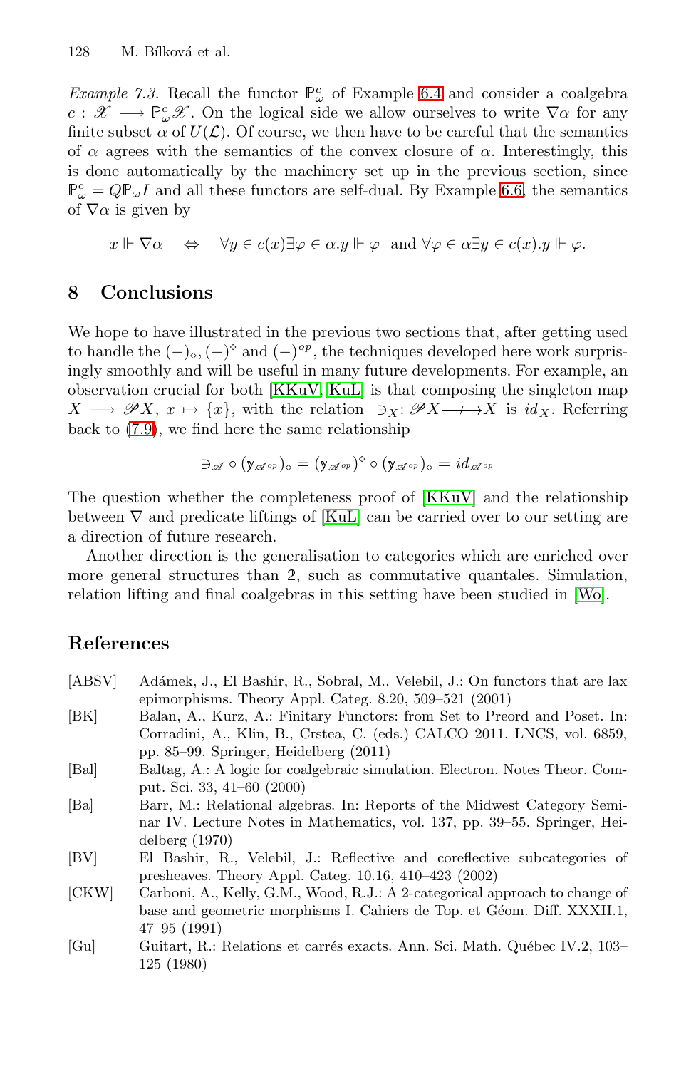*Example 7.3.* Recall the functor $\mathbb{P}^c_\omega$ of Example 6.4 and consider a coalgebra $c : \mathscr{X} \longrightarrow \mathbb{P}^c_\omega \mathscr{X}$. On the logical side we allow ourselves to write $\nabla\alpha$ for any finite subset $\alpha$ of $U(\mathcal{L})$. Of course, we then have to be careful that the semantics of $\alpha$ agrees with the semantics of the convex closure of $\alpha$. Interestingly, this is done automatically by the machinery set up in the previous section, since $\mathbb{P}^c_\omega = Q\mathbb{P}_\omega I$ and all these functors are self-dual. By Example 6.6, the semantics of $\nabla\alpha$ is given by

$$x \Vdash \nabla\alpha \quad \Leftrightarrow \quad \forall y \in c(x) \exists \varphi \in \alpha . y \Vdash \varphi \;\text{ and }\; \forall \varphi \in \alpha \exists y \in c(x) . y \Vdash \varphi.$$

## 8 Conclusions

We hope to have illustrated in the previous two sections that, after getting used to handle the $(-)_\diamond, (-)^\diamond$ and $(-)^{op}$, the techniques developed here work surprisingly smoothly and will be useful in many future developments. For example, an observation crucial for both [KKuV, KuL] is that composing the singleton map $X \longrightarrow \mathscr{P}X$, $x \mapsto \{x\}$, with the relation $\ni_X : \mathscr{P}X \longrightarrow\!\!\!\!\!\!\!+ \;\; X$ is $id_X$. Referring back to (7.9), we find here the same relationship

$$\ni_{\mathscr{A}} \circ (\mathtt{y}_{\mathscr{A}^{op}})_\diamond = (\mathtt{y}_{\mathscr{A}^{op}})^\diamond \circ (\mathtt{y}_{\mathscr{A}^{op}})_\diamond = id_{\mathscr{A}^{op}}$$

The question whether the completeness proof of [KKuV] and the relationship between $\nabla$ and predicate liftings of [KuL] can be carried over to our setting are a direction of future research.

Another direction is the generalisation to categories which are enriched over more general structures than $\mathbb{2}$, such as commutative quantales. Simulation, relation lifting and final coalgebras in this setting have been studied in [Wo].

## References

- [ABSV] Adámek, J., El Bashir, R., Sobral, M., Velebil, J.: On functors that are lax epimorphisms. Theory Appl. Categ. 8.20, 509–521 (2001)
- [BK] Balan, A., Kurz, A.: Finitary Functors: from Set to Preord and Poset. In: Corradini, A., Klin, B., Crstea, C. (eds.) CALCO 2011. LNCS, vol. 6859, pp. 85–99. Springer, Heidelberg (2011)
- [Bal] Baltag, A.: A logic for coalgebraic simulation. Electron. Notes Theor. Comput. Sci. 33, 41–60 (2000)
- [Ba] Barr, M.: Relational algebras. In: Reports of the Midwest Category Seminar IV. Lecture Notes in Mathematics, vol. 137, pp. 39–55. Springer, Heidelberg (1970)
- [BV] El Bashir, R., Velebil, J.: Reflective and coreflective subcategories of presheaves. Theory Appl. Categ. 10.16, 410–423 (2002)
- [CKW] Carboni, A., Kelly, G.M., Wood, R.J.: A 2-categorical approach to change of base and geometric morphisms I. Cahiers de Top. et Géom. Diff. XXXII.1, 47–95 (1991)
- [Gu] Guitart, R.: Relations et carrés exacts. Ann. Sci. Math. Québec IV.2, 103–125 (1980)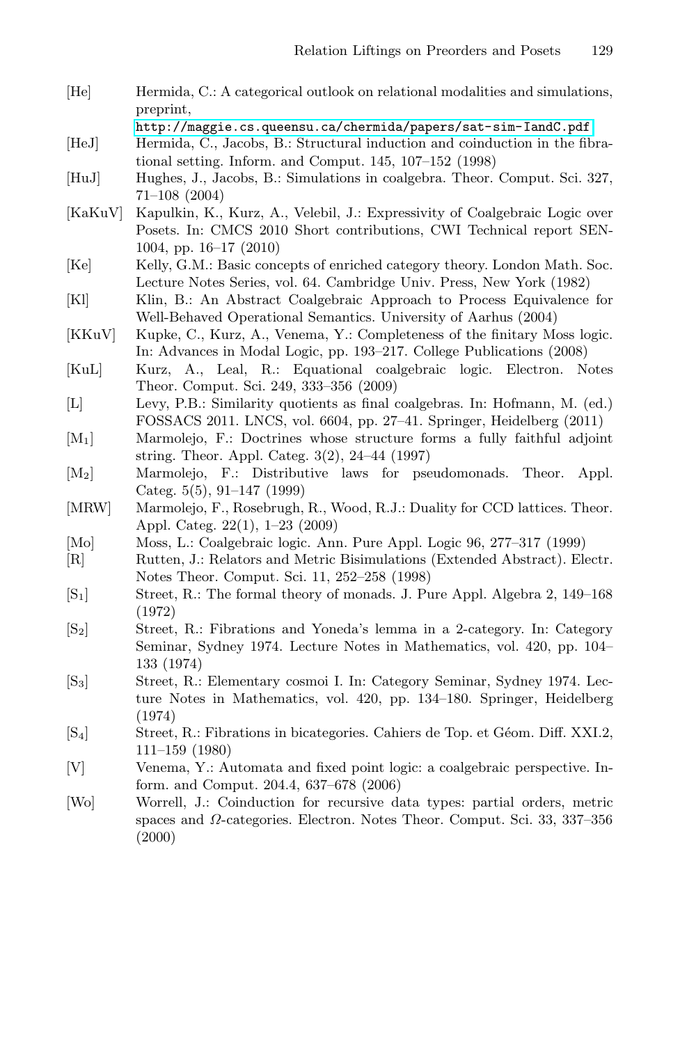[He] Hermida, C.: A categorical outlook on relational modalities and simulations, preprint, http://maggie.cs.queensu.ca/chermida/papers/sat-sim-IandC.pdf

[HeJ] Hermida, C., Jacobs, B.: Structural induction and coinduction in the fibrational setting. Inform. and Comput. 145, 107–152 (1998)

[HuJ] Hughes, J., Jacobs, B.: Simulations in coalgebra. Theor. Comput. Sci. 327, 71–108 (2004)

[KaKuV] Kapulkin, K., Kurz, A., Velebil, J.: Expressivity of Coalgebraic Logic over Posets. In: CMCS 2010 Short contributions, CWI Technical report SEN-1004, pp. 16–17 (2010)

[Ke] Kelly, G.M.: Basic concepts of enriched category theory. London Math. Soc. Lecture Notes Series, vol. 64. Cambridge Univ. Press, New York (1982)

[Kl] Klin, B.: An Abstract Coalgebraic Approach to Process Equivalence for Well-Behaved Operational Semantics. University of Aarhus (2004)

[KKuV] Kupke, C., Kurz, A., Venema, Y.: Completeness of the finitary Moss logic. In: Advances in Modal Logic, pp. 193–217. College Publications (2008)

[KuL] Kurz, A., Leal, R.: Equational coalgebraic logic. Electron. Notes Theor. Comput. Sci. 249, 333–356 (2009)

[L] Levy, P.B.: Similarity quotients as final coalgebras. In: Hofmann, M. (ed.) FOSSACS 2011. LNCS, vol. 6604, pp. 27–41. Springer, Heidelberg (2011)

[$M_1$] Marmolejo, F.: Doctrines whose structure forms a fully faithful adjoint string. Theor. Appl. Categ. 3(2), 24–44 (1997)

[$M_2$] Marmolejo, F.: Distributive laws for pseudomonads. Theor. Appl. Categ. 5(5), 91–147 (1999)

[MRW] Marmolejo, F., Rosebrugh, R., Wood, R.J.: Duality for CCD lattices. Theor. Appl. Categ. 22(1), 1–23 (2009)

[Mo] Moss, L.: Coalgebraic logic. Ann. Pure Appl. Logic 96, 277–317 (1999)

[R] Rutten, J.: Relators and Metric Bisimulations (Extended Abstract). Electr. Notes Theor. Comput. Sci. 11, 252–258 (1998)

[$S_1$] Street, R.: The formal theory of monads. J. Pure Appl. Algebra 2, 149–168 (1972)

[$S_2$] Street, R.: Fibrations and Yoneda's lemma in a 2-category. In: Category Seminar, Sydney 1974. Lecture Notes in Mathematics, vol. 420, pp. 104–133 (1974)

[$S_3$] Street, R.: Elementary cosmoi I. In: Category Seminar, Sydney 1974. Lecture Notes in Mathematics, vol. 420, pp. 134–180. Springer, Heidelberg (1974)

[$S_4$] Street, R.: Fibrations in bicategories. Cahiers de Top. et Géom. Diff. XXI.2, 111–159 (1980)

[V] Venema, Y.: Automata and fixed point logic: a coalgebraic perspective. Inform. and Comput. 204.4, 637–678 (2006)

[Wo] Worrell, J.: Coinduction for recursive data types: partial orders, metric spaces and $\Omega$-categories. Electron. Notes Theor. Comput. Sci. 33, 337–356 (2000)